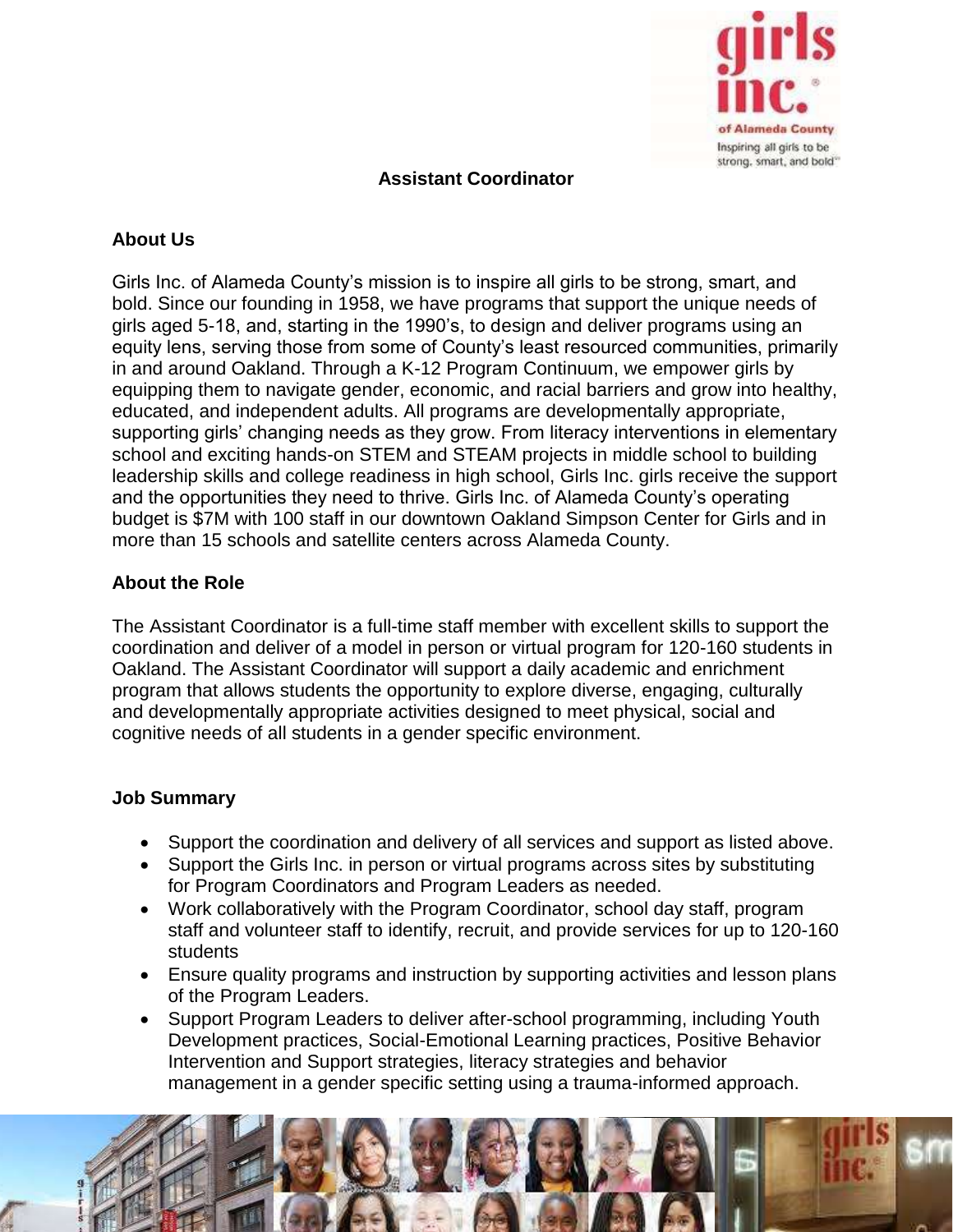# Assistant Coordinator

## About Us

Girls Inc. of Alameda County's mission is to inspire all girls to be strong, smart, and bold. Since our founding in 1958, we have programs that support the unique needs of girls aged 5-18, and, starting in the 1990's, to design and deliver programs using an equity lens, serving those from some of County's least resourced communities, primarily in and around Oakland. Through a K-12 Program Continuum, we empower girls by equipping them to navigate gender, economic, and racial barriers and grow into healthy, educated, and independent adults. All programs are developmentally appropriate, supporting girls' changing needs as they grow. From literacy interventions in elementary school and exciting hands-on STEM and STEAM projects in middle school to building leadership skills and college readiness in high school, Girls Inc. girls receive the support and the opportunities they need to thrive. Girls Inc. of Alameda County's operating budget is $7M with 100 staff in our downtown Oakland Simpson Center for Girls and in more than 15 schools and satellite centers across Alameda County.

## About the Role

The Assistant Coordinator is a full-time staff member with excellent skills to support the coordination and deliver of a model in person or virtual program for 120-160 students in Oakland. The Assistant Coordinator will support a daily academic and enrichment program that allows students the opportunity to explore diverse, engaging, culturally and developmentally appropriate activities designed to meet physical, social and cognitive needs of all students in a gender specific environment.

## Job Summary

- Support the coordination and delivery of all services and support as listed above.
- Support the Girls Inc. in person or virtual programs across sites by substituting for Program Coordinators and Program Leaders as needed.
- Work collaboratively with the Program Coordinator, school day staff, program staff and volunteer staff to identify, recruit, and provide services for up to 120-160 students
- Ensure quality programs and instruction by supporting activities and lesson plans of the Program Leaders.
- Support Program Leaders to deliver after-school programming, including Youth Development practices, Social-Emotional Learning practices, Positive Behavior Intervention and Support strategies, literacy strategies and behavior management in a gender specific setting using a trauma-informed approach.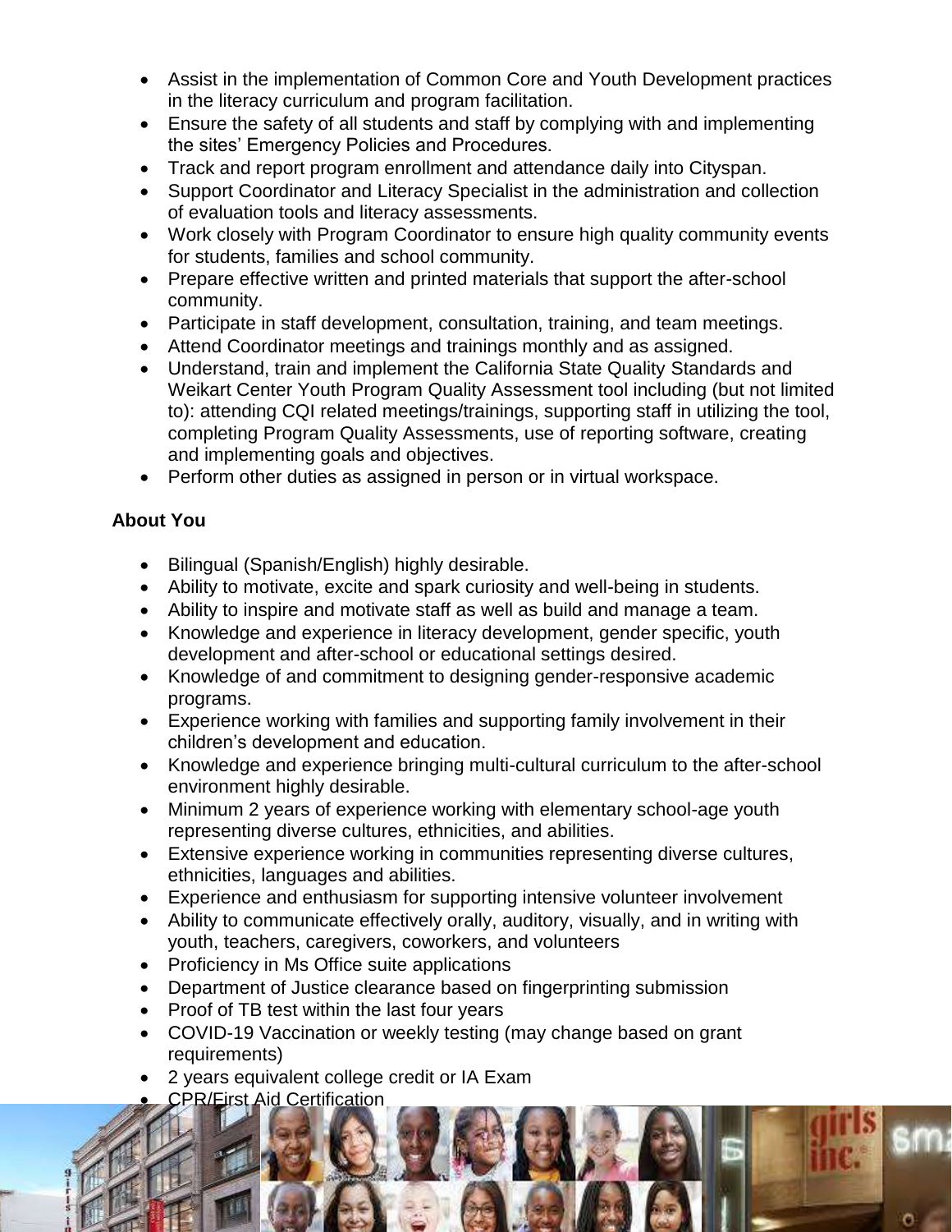- Assist in the implementation of Common Core and Youth Development practices in the literacy curriculum and program facilitation.
- Ensure the safety of all students and staff by complying with and implementing the sites' Emergency Policies and Procedures.
- Track and report program enrollment and attendance daily into Cityspan.
- Support Coordinator and Literacy Specialist in the administration and collection of evaluation tools and literacy assessments.
- Work closely with Program Coordinator to ensure high quality community events for students, families and school community.
- Prepare effective written and printed materials that support the after-school community.
- Participate in staff development, consultation, training, and team meetings.
- Attend Coordinator meetings and trainings monthly and as assigned.
- Understand, train and implement the California State Quality Standards and Weikart Center Youth Program Quality Assessment tool including (but not limited to): attending CQI related meetings/trainings, supporting staff in utilizing the tool, completing Program Quality Assessments, use of reporting software, creating and implementing goals and objectives.
- Perform other duties as assigned in person or in virtual workspace.

**About You**

- Bilingual (Spanish/English) highly desirable.
- Ability to motivate, excite and spark curiosity and well-being in students.
- Ability to inspire and motivate staff as well as build and manage a team.
- Knowledge and experience in literacy development, gender specific, youth development and after-school or educational settings desired.
- Knowledge of and commitment to designing gender-responsive academic programs.
- Experience working with families and supporting family involvement in their children's development and education.
- Knowledge and experience bringing multi-cultural curriculum to the after-school environment highly desirable.
- Minimum 2 years of experience working with elementary school-age youth representing diverse cultures, ethnicities, and abilities.
- Extensive experience working in communities representing diverse cultures, ethnicities, languages and abilities.
- Experience and enthusiasm for supporting intensive volunteer involvement
- Ability to communicate effectively orally, auditory, visually, and in writing with youth, teachers, caregivers, coworkers, and volunteers
- Proficiency in Ms Office suite applications
- Department of Justice clearance based on fingerprinting submission
- Proof of TB test within the last four years
- COVID-19 Vaccination or weekly testing (may change based on grant requirements)
- 2 years equivalent college credit or IA Exam
- CPR/First Aid Certification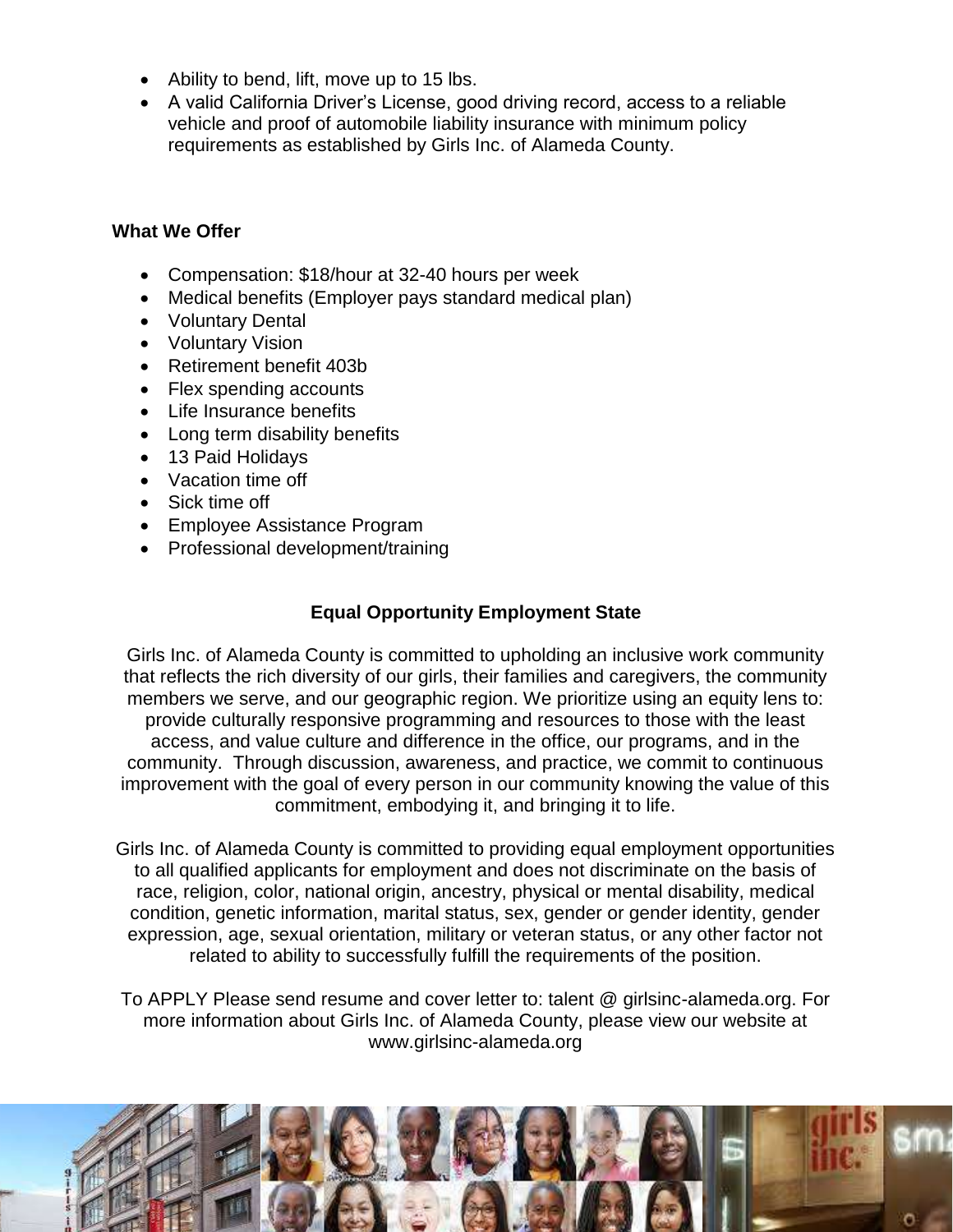- Ability to bend, lift, move up to 15 lbs.
- A valid California Driver's License, good driving record, access to a reliable vehicle and proof of automobile liability insurance with minimum policy requirements as established by Girls Inc. of Alameda County.

**What We Offer**

- Compensation: $18/hour at 32-40 hours per week
- Medical benefits (Employer pays standard medical plan)
- Voluntary Dental
- Voluntary Vision
- Retirement benefit 403b
- Flex spending accounts
- Life Insurance benefits
- Long term disability benefits
- 13 Paid Holidays
- Vacation time off
- Sick time off
- Employee Assistance Program
- Professional development/training

**Equal Opportunity Employment State**

Girls Inc. of Alameda County is committed to upholding an inclusive work community that reflects the rich diversity of our girls, their families and caregivers, the community members we serve, and our geographic region. We prioritize using an equity lens to: provide culturally responsive programming and resources to those with the least access, and value culture and difference in the office, our programs, and in the community. Through discussion, awareness, and practice, we commit to continuous improvement with the goal of every person in our community knowing the value of this commitment, embodying it, and bringing it to life.

Girls Inc. of Alameda County is committed to providing equal employment opportunities to all qualified applicants for employment and does not discriminate on the basis of race, religion, color, national origin, ancestry, physical or mental disability, medical condition, genetic information, marital status, sex, gender or gender identity, gender expression, age, sexual orientation, military or veteran status, or any other factor not related to ability to successfully fulfill the requirements of the position.

To APPLY Please send resume and cover letter to: talent @ girlsinc-alameda.org. For more information about Girls Inc. of Alameda County, please view our website at www.girlsinc-alameda.org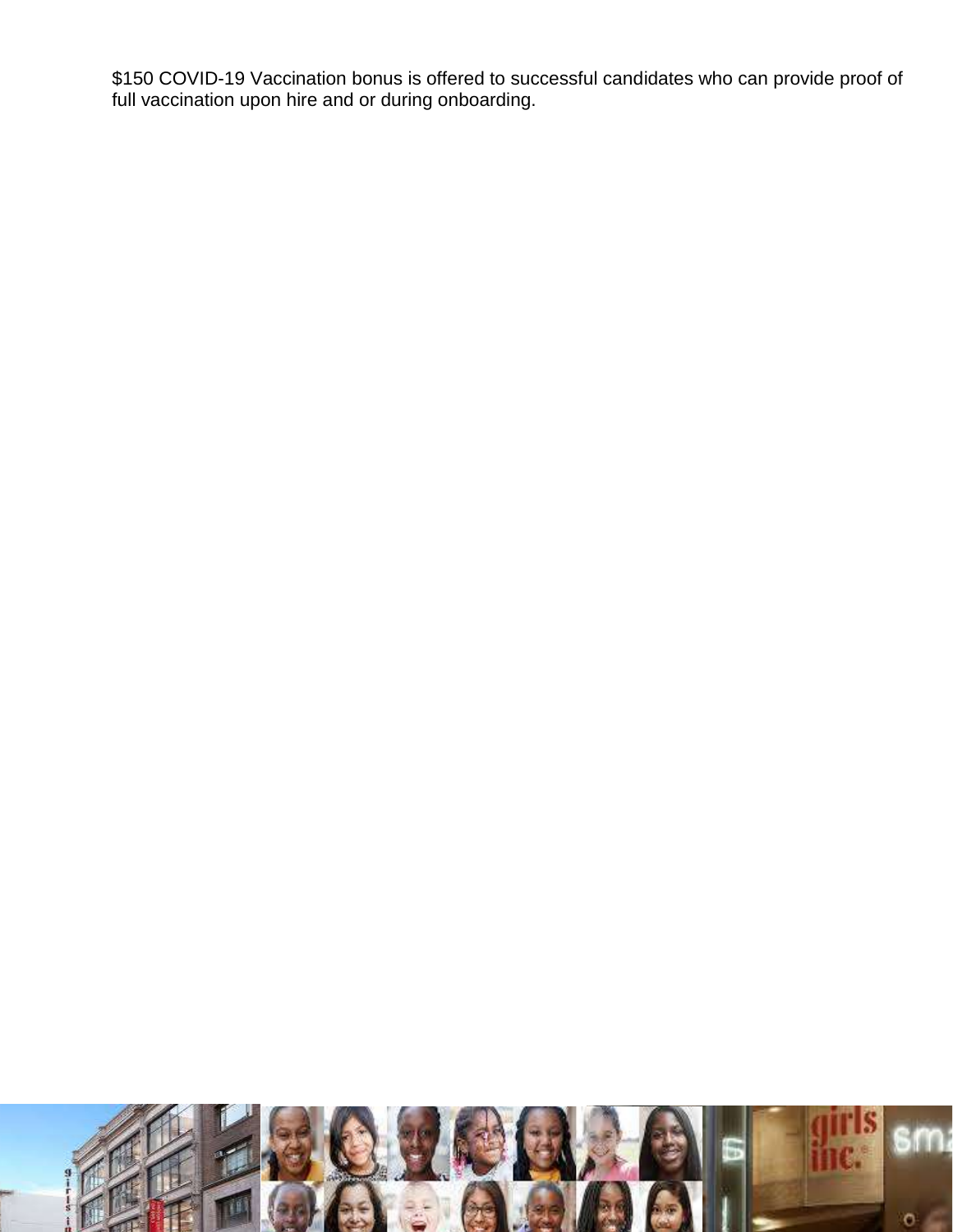$150 COVID-19 Vaccination bonus is offered to successful candidates who can provide proof of full vaccination upon hire and or during onboarding.